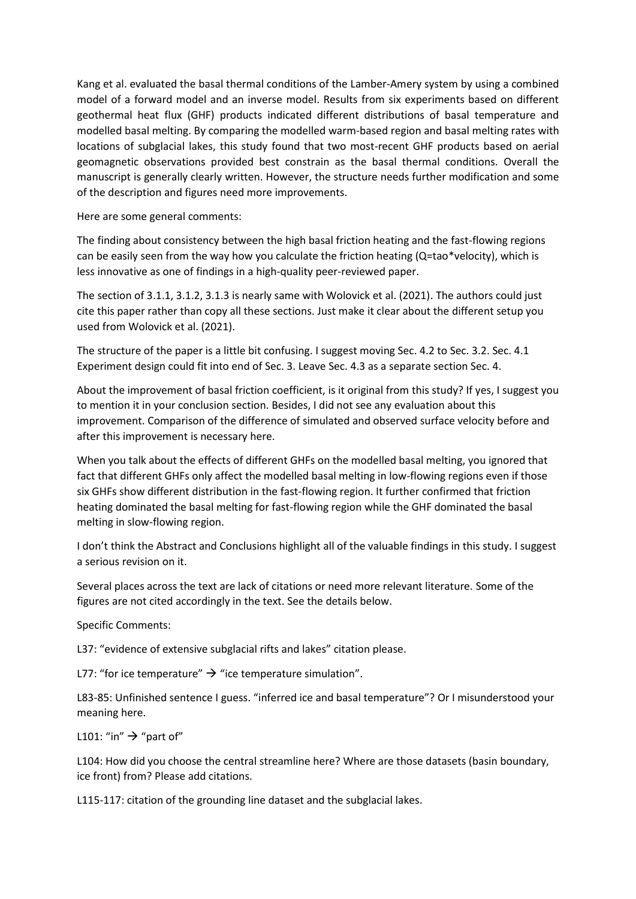Kang et al. evaluated the basal thermal conditions of the Lamber-Amery system by using a combined model of a forward model and an inverse model. Results from six experiments based on different geothermal heat flux (GHF) products indicated different distributions of basal temperature and modelled basal melting. By comparing the modelled warm-based region and basal melting rates with locations of subglacial lakes, this study found that two most-recent GHF products based on aerial geomagnetic observations provided best constrain as the basal thermal conditions. Overall the manuscript is generally clearly written. However, the structure needs further modification and some of the description and figures need more improvements.

Here are some general comments:

The finding about consistency between the high basal friction heating and the fast-flowing regions can be easily seen from the way how you calculate the friction heating (Q=tao*velocity), which is less innovative as one of findings in a high-quality peer-reviewed paper.

The section of 3.1.1, 3.1.2, 3.1.3 is nearly same with Wolovick et al. (2021). The authors could just cite this paper rather than copy all these sections. Just make it clear about the different setup you used from Wolovick et al. (2021).

The structure of the paper is a little bit confusing. I suggest moving Sec. 4.2 to Sec. 3.2. Sec. 4.1 Experiment design could fit into end of Sec. 3. Leave Sec. 4.3 as a separate section Sec. 4.

About the improvement of basal friction coefficient, is it original from this study? If yes, I suggest you to mention it in your conclusion section. Besides, I did not see any evaluation about this improvement. Comparison of the difference of simulated and observed surface velocity before and after this improvement is necessary here.

When you talk about the effects of different GHFs on the modelled basal melting, you ignored that fact that different GHFs only affect the modelled basal melting in low-flowing regions even if those six GHFs show different distribution in the fast-flowing region. It further confirmed that friction heating dominated the basal melting for fast-flowing region while the GHF dominated the basal melting in slow-flowing region.

I don't think the Abstract and Conclusions highlight all of the valuable findings in this study. I suggest a serious revision on it.

Several places across the text are lack of citations or need more relevant literature. Some of the figures are not cited accordingly in the text. See the details below.

Specific Comments:

L37: "evidence of extensive subglacial rifts and lakes" citation please.

L77: "for ice temperature" → "ice temperature simulation".

L83-85: Unfinished sentence I guess. "inferred ice and basal temperature"? Or I misunderstood your meaning here.

L101: "in" → "part of"

L104: How did you choose the central streamline here? Where are those datasets (basin boundary, ice front) from? Please add citations.

L115-117: citation of the grounding line dataset and the subglacial lakes.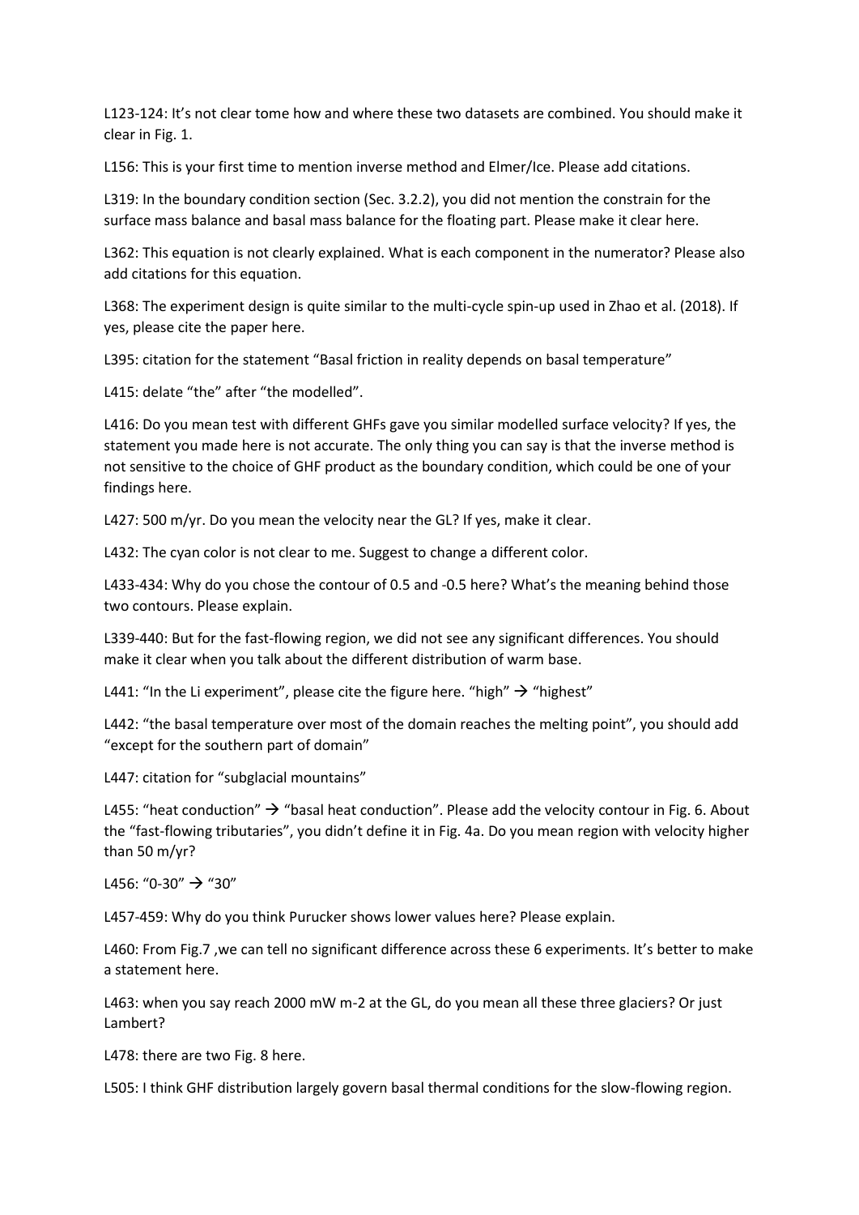L123-124: It's not clear tome how and where these two datasets are combined. You should make it clear in Fig. 1.

L156: This is your first time to mention inverse method and Elmer/Ice. Please add citations.

L319: In the boundary condition section (Sec. 3.2.2), you did not mention the constrain for the surface mass balance and basal mass balance for the floating part. Please make it clear here.

L362: This equation is not clearly explained. What is each component in the numerator? Please also add citations for this equation.

L368: The experiment design is quite similar to the multi-cycle spin-up used in Zhao et al. (2018). If yes, please cite the paper here.

L395: citation for the statement "Basal friction in reality depends on basal temperature"

L415: delate "the" after "the modelled".

L416: Do you mean test with different GHFs gave you similar modelled surface velocity? If yes, the statement you made here is not accurate. The only thing you can say is that the inverse method is not sensitive to the choice of GHF product as the boundary condition, which could be one of your findings here.

L427: 500 m/yr. Do you mean the velocity near the GL? If yes, make it clear.

L432: The cyan color is not clear to me. Suggest to change a different color.

L433-434: Why do you chose the contour of 0.5 and -0.5 here? What's the meaning behind those two contours. Please explain.

L339-440: But for the fast-flowing region, we did not see any significant differences. You should make it clear when you talk about the different distribution of warm base.

L441: "In the Li experiment", please cite the figure here. "high" → "highest"

L442: "the basal temperature over most of the domain reaches the melting point", you should add "except for the southern part of domain"

L447: citation for "subglacial mountains"

L455: "heat conduction" → "basal heat conduction". Please add the velocity contour in Fig. 6. About the "fast-flowing tributaries", you didn't define it in Fig. 4a. Do you mean region with velocity higher than 50 m/yr?

L456: "0-30" → "30"

L457-459: Why do you think Purucker shows lower values here? Please explain.

L460: From Fig.7 ,we can tell no significant difference across these 6 experiments. It's better to make a statement here.

L463: when you say reach 2000 mW m-2 at the GL, do you mean all these three glaciers? Or just Lambert?

L478: there are two Fig. 8 here.

L505: I think GHF distribution largely govern basal thermal conditions for the slow-flowing region.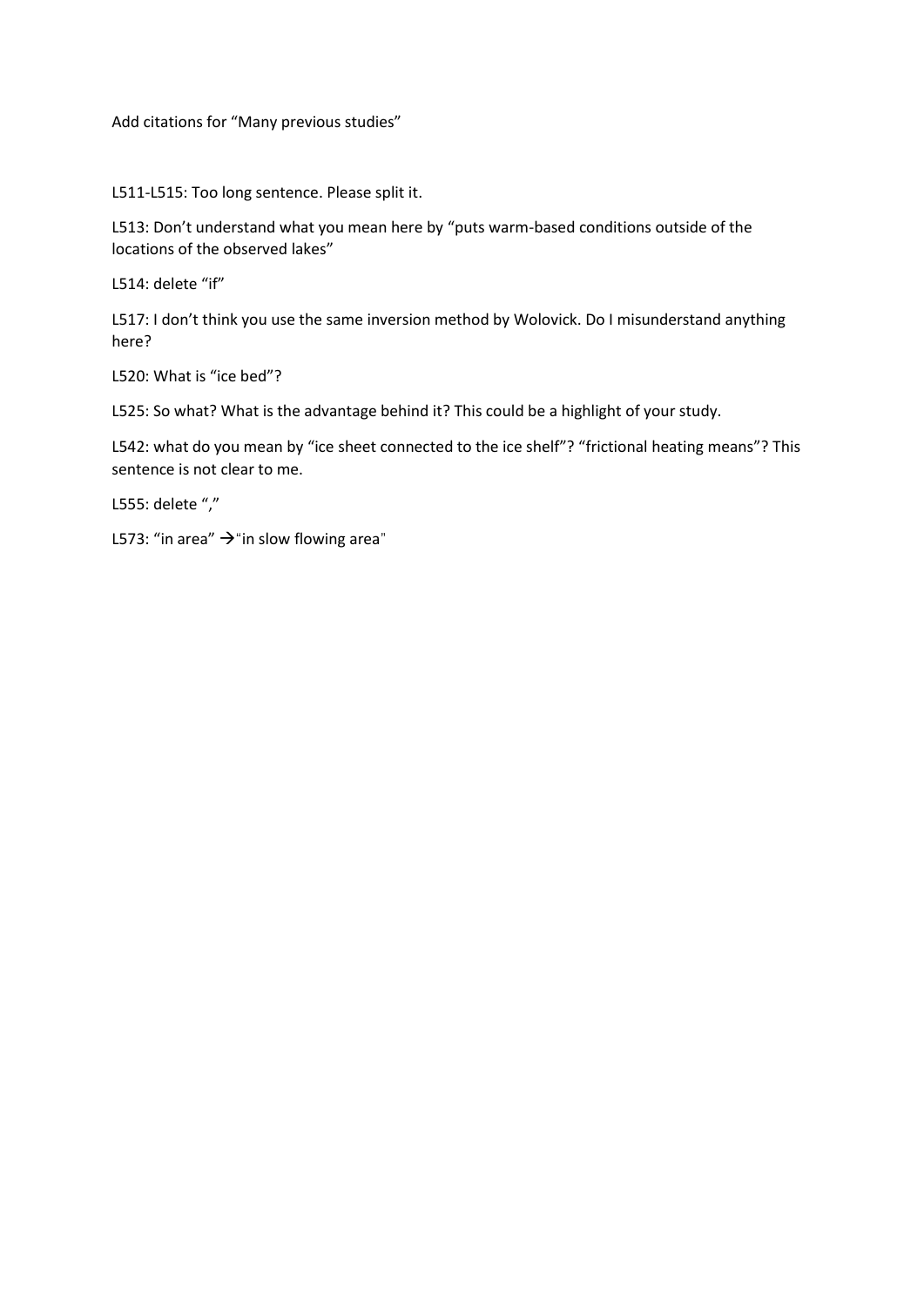Add citations for “Many previous studies”

L511-L515: Too long sentence. Please split it.

L513: Don’t understand what you mean here by “puts warm-based conditions outside of the locations of the observed lakes”

L514: delete “if”

L517: I don’t think you use the same inversion method by Wolovick. Do I misunderstand anything here?

L520: What is “ice bed”?

L525: So what? What is the advantage behind it? This could be a highlight of your study.

L542: what do you mean by “ice sheet connected to the ice shelf”? “frictional heating means”? This sentence is not clear to me.

L555: delete “,”

L573: “in area” → “in slow flowing area”